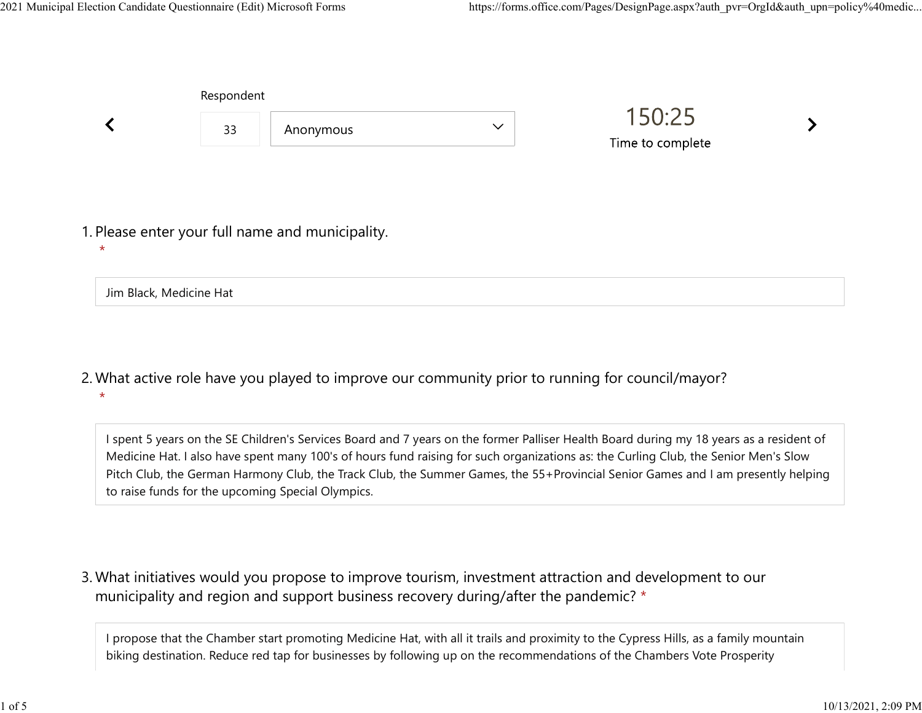Respondent

33 | Anonymous

150:25

Time to complete

1. Please enter your full name and municipality.
*

Jim Black, Medicine Hat

2. What active role have you played to improve our community prior to running for council/mayor?
*

I spent 5 years on the SE Children's Services Board and 7 years on the former Palliser Health Board during my 18 years as a resident of Medicine Hat. I also have spent many 100's of hours fund raising for such organizations as: the Curling Club, the Senior Men's Slow Pitch Club, the German Harmony Club, the Track Club, the Summer Games, the 55+Provincial Senior Games and I am presently helping to raise funds for the upcoming Special Olympics.

3. What initiatives would you propose to improve tourism, investment attraction and development to our municipality and region and support business recovery during/after the pandemic? *

I propose that the Chamber start promoting Medicine Hat, with all it trails and proximity to the Cypress Hills, as a family mountain biking destination. Reduce red tap for businesses by following up on the recommendations of the Chambers Vote Prosperity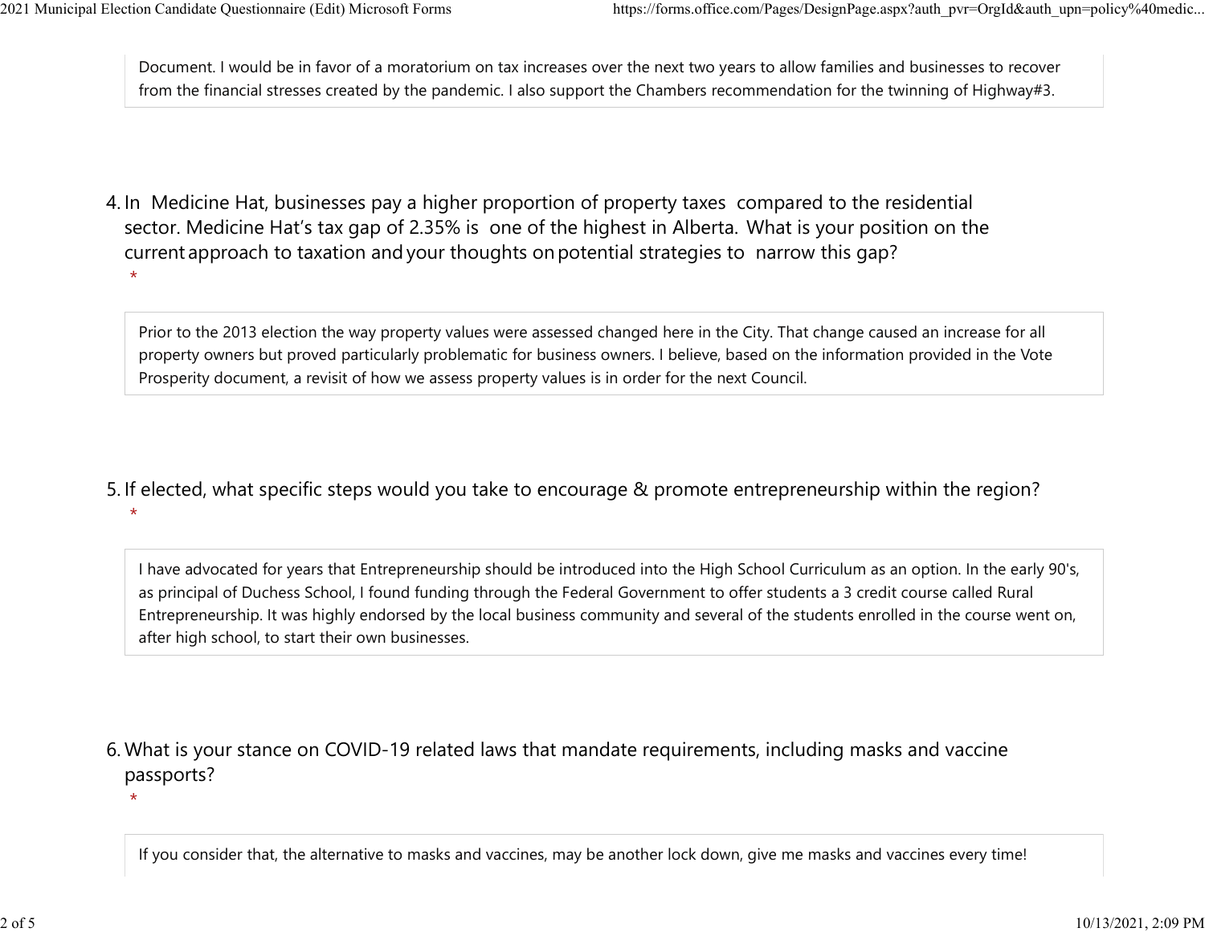Document. I would be in favor of a moratorium on tax increases over the next two years to allow families and businesses to recover from the financial stresses created by the pandemic. I also support the Chambers recommendation for the twinning of Highway#3.

4. In Medicine Hat, businesses pay a higher proportion of property taxes compared to the residential sector. Medicine Hat's tax gap of 2.35% is one of the highest in Alberta. What is your position on the current approach to taxation and your thoughts on potential strategies to narrow this gap?
 *

Prior to the 2013 election the way property values were assessed changed here in the City. That change caused an increase for all property owners but proved particularly problematic for business owners. I believe, based on the information provided in the Vote Prosperity document, a revisit of how we assess property values is in order for the next Council.

5. If elected, what specific steps would you take to encourage & promote entrepreneurship within the region?
 *

I have advocated for years that Entrepreneurship should be introduced into the High School Curriculum as an option. In the early 90's, as principal of Duchess School, I found funding through the Federal Government to offer students a 3 credit course called Rural Entrepreneurship. It was highly endorsed by the local business community and several of the students enrolled in the course went on, after high school, to start their own businesses.

6. What is your stance on COVID-19 related laws that mandate requirements, including masks and vaccine passports?
 *

If you consider that, the alternative to masks and vaccines, may be another lock down, give me masks and vaccines every time!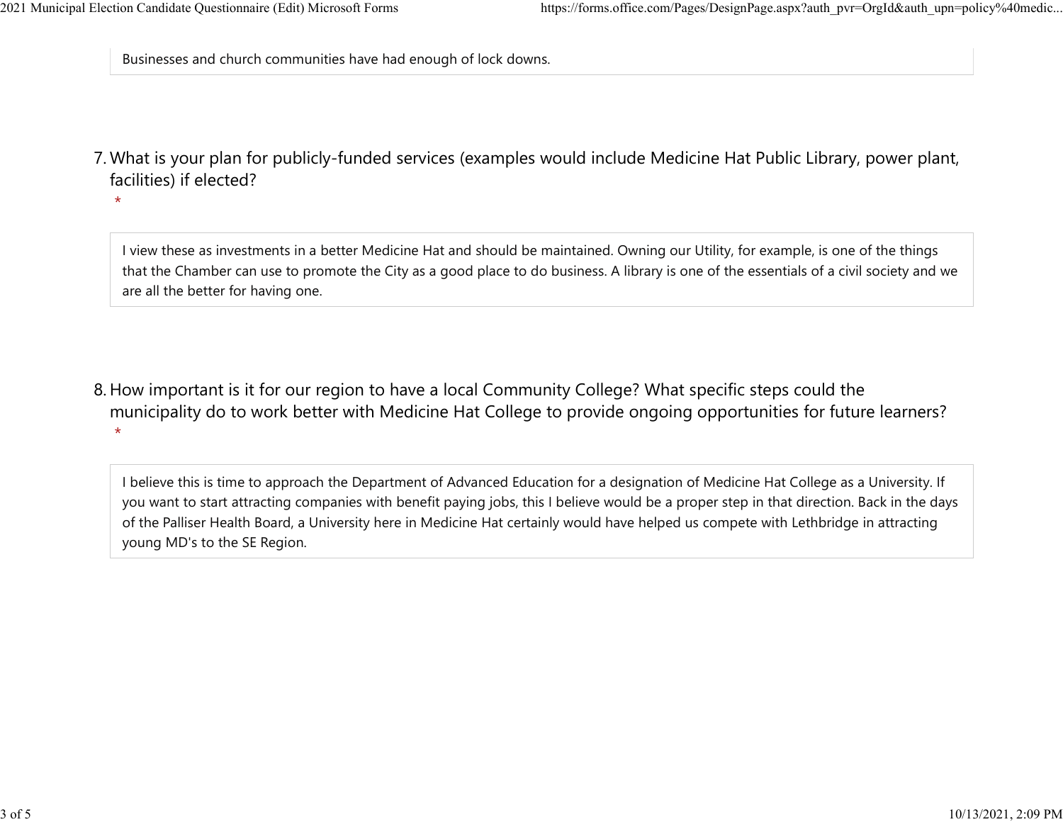Businesses and church communities have had enough of lock downs.

7. What is your plan for publicly-funded services (examples would include Medicine Hat Public Library, power plant, facilities) if elected?
   *

I view these as investments in a better Medicine Hat and should be maintained. Owning our Utility, for example, is one of the things that the Chamber can use to promote the City as a good place to do business. A library is one of the essentials of a civil society and we are all the better for having one.

8. How important is it for our region to have a local Community College? What specific steps could the municipality do to work better with Medicine Hat College to provide ongoing opportunities for future learners?
   *

I believe this is time to approach the Department of Advanced Education for a designation of Medicine Hat College as a University. If you want to start attracting companies with benefit paying jobs, this I believe would be a proper step in that direction. Back in the days of the Palliser Health Board, a University here in Medicine Hat certainly would have helped us compete with Lethbridge in attracting young MD's to the SE Region.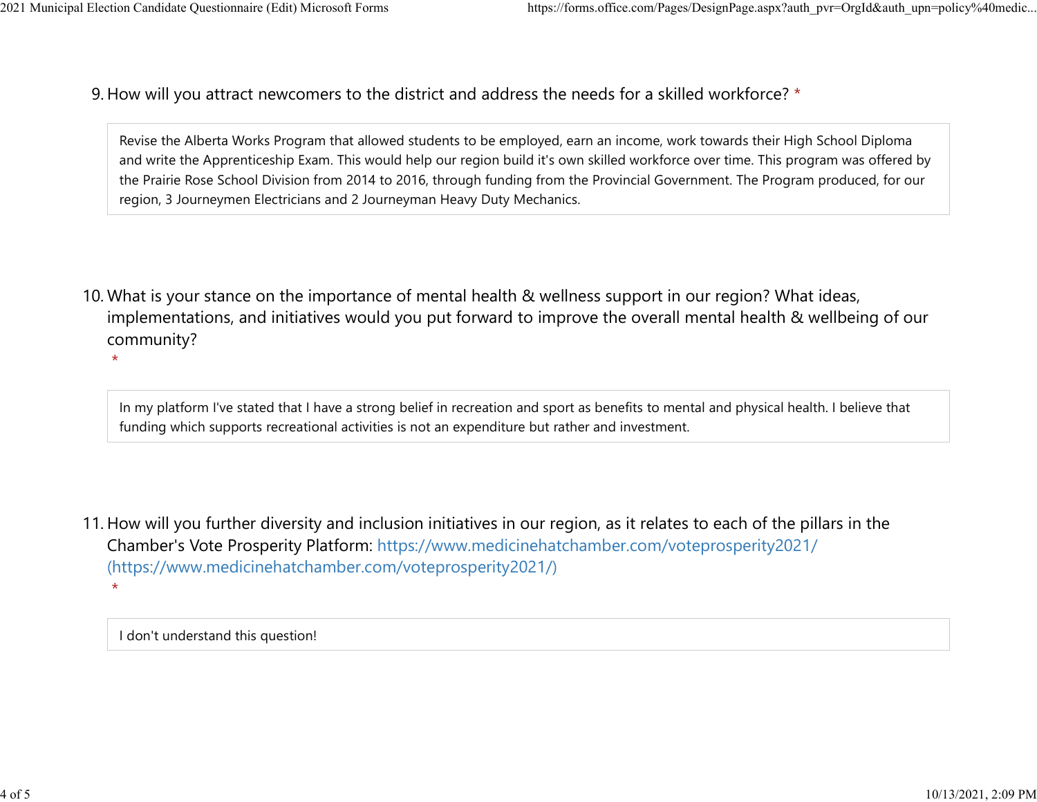9. How will you attract newcomers to the district and address the needs for a skilled workforce? *

Revise the Alberta Works Program that allowed students to be employed, earn an income, work towards their High School Diploma and write the Apprenticeship Exam. This would help our region build it's own skilled workforce over time. This program was offered by the Prairie Rose School Division from 2014 to 2016, through funding from the Provincial Government. The Program produced, for our region, 3 Journeymen Electricians and 2 Journeyman Heavy Duty Mechanics.

10. What is your stance on the importance of mental health & wellness support in our region? What ideas, implementations, and initiatives would you put forward to improve the overall mental health & wellbeing of our community? *

In my platform I've stated that I have a strong belief in recreation and sport as benefits to mental and physical health. I believe that funding which supports recreational activities is not an expenditure but rather and investment.

11. How will you further diversity and inclusion initiatives in our region, as it relates to each of the pillars in the Chamber's Vote Prosperity Platform: https://www.medicinehatchamber.com/voteprosperity2021/ (https://www.medicinehatchamber.com/voteprosperity2021/) *

I don't understand this question!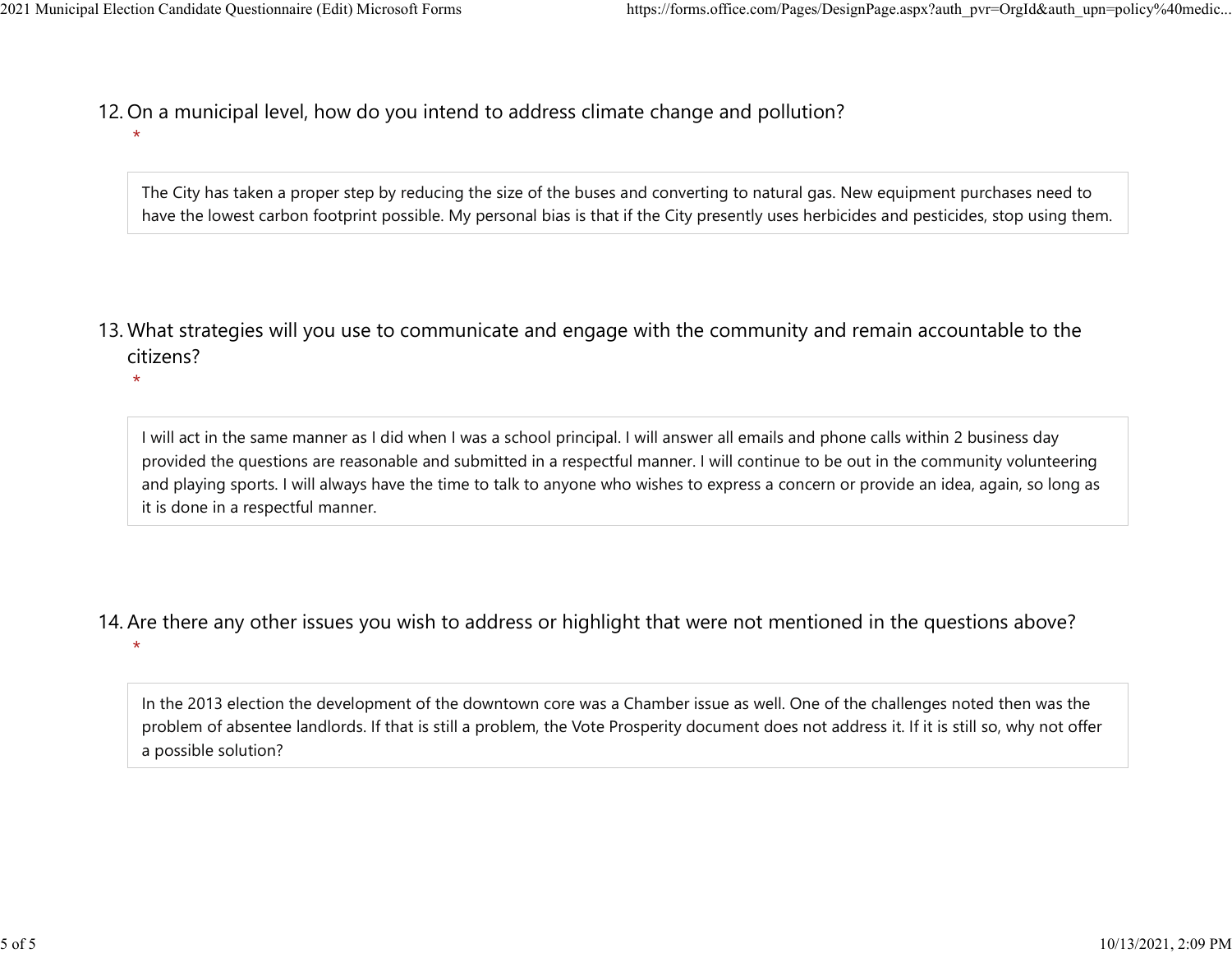12. On a municipal level, how do you intend to address climate change and pollution?
*

The City has taken a proper step by reducing the size of the buses and converting to natural gas. New equipment purchases need to have the lowest carbon footprint possible. My personal bias is that if the City presently uses herbicides and pesticides, stop using them.

13. What strategies will you use to communicate and engage with the community and remain accountable to the citizens?
*

I will act in the same manner as I did when I was a school principal. I will answer all emails and phone calls within 2 business day provided the questions are reasonable and submitted in a respectful manner. I will continue to be out in the community volunteering and playing sports. I will always have the time to talk to anyone who wishes to express a concern or provide an idea, again, so long as it is done in a respectful manner.

14. Are there any other issues you wish to address or highlight that were not mentioned in the questions above?
*

In the 2013 election the development of the downtown core was a Chamber issue as well. One of the challenges noted then was the problem of absentee landlords. If that is still a problem, the Vote Prosperity document does not address it. If it is still so, why not offer a possible solution?